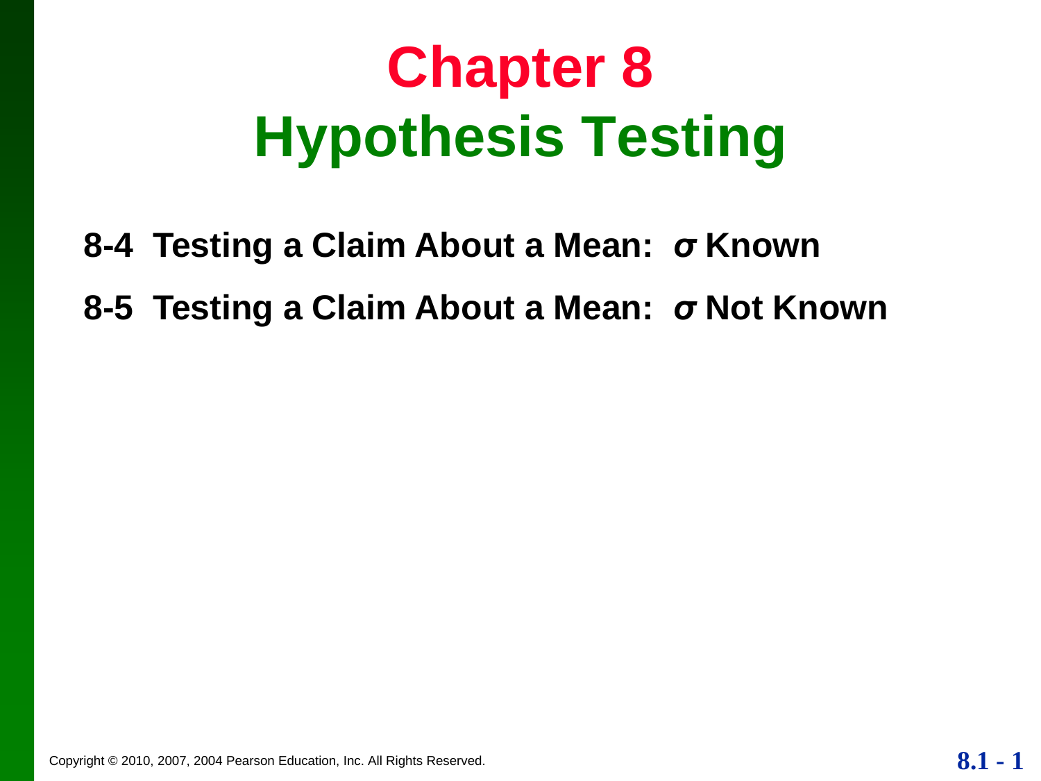# Chapter 8
# Hypothesis Testing

**8-4 Testing a Claim About a Mean: $\sigma$ Known**

**8-5 Testing a Claim About a Mean: $\sigma$ Not Known**

Copyright © 2010, 2007, 2004 Pearson Education, Inc. All Rights Reserved.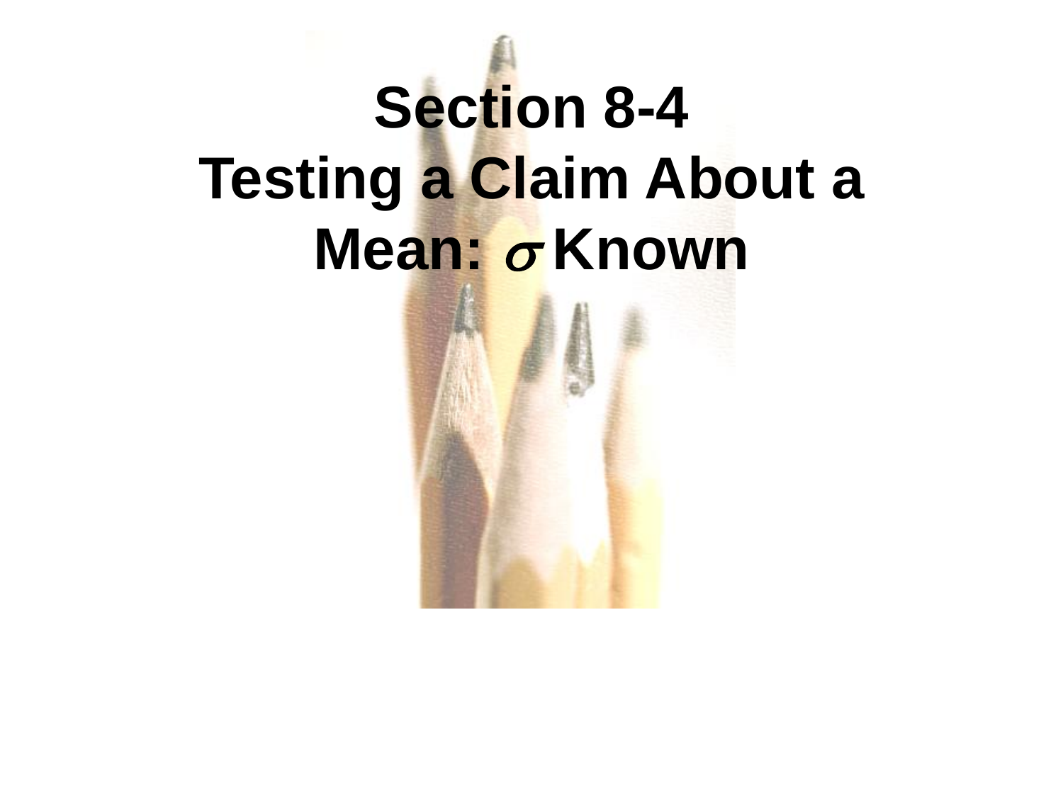# Section 8-4 Testing a Claim About a Mean: $\sigma$ Known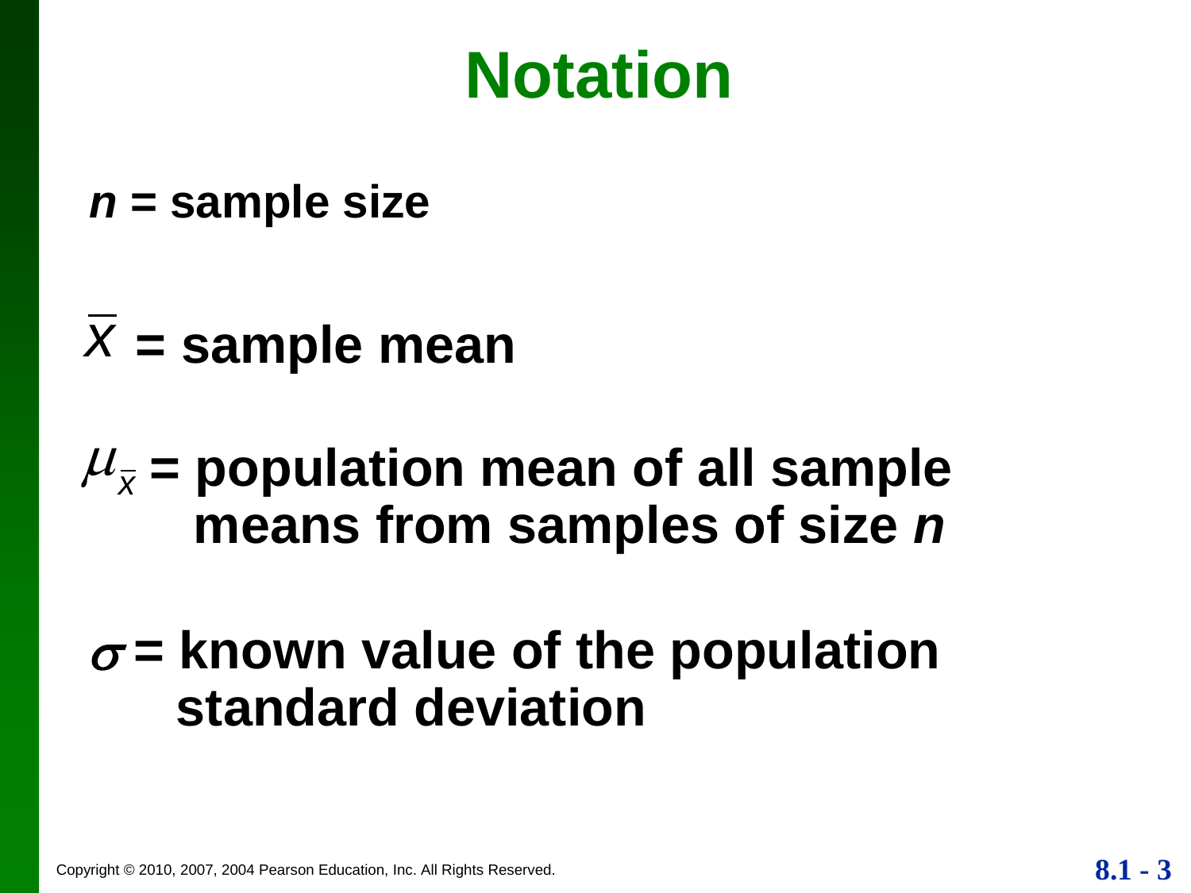# Notation

$n$ = sample size

$\bar{x}$ = sample mean

$\mu_{\bar{x}}$ = population mean of all sample means from samples of size $n$

$\sigma$ = known value of the population standard deviation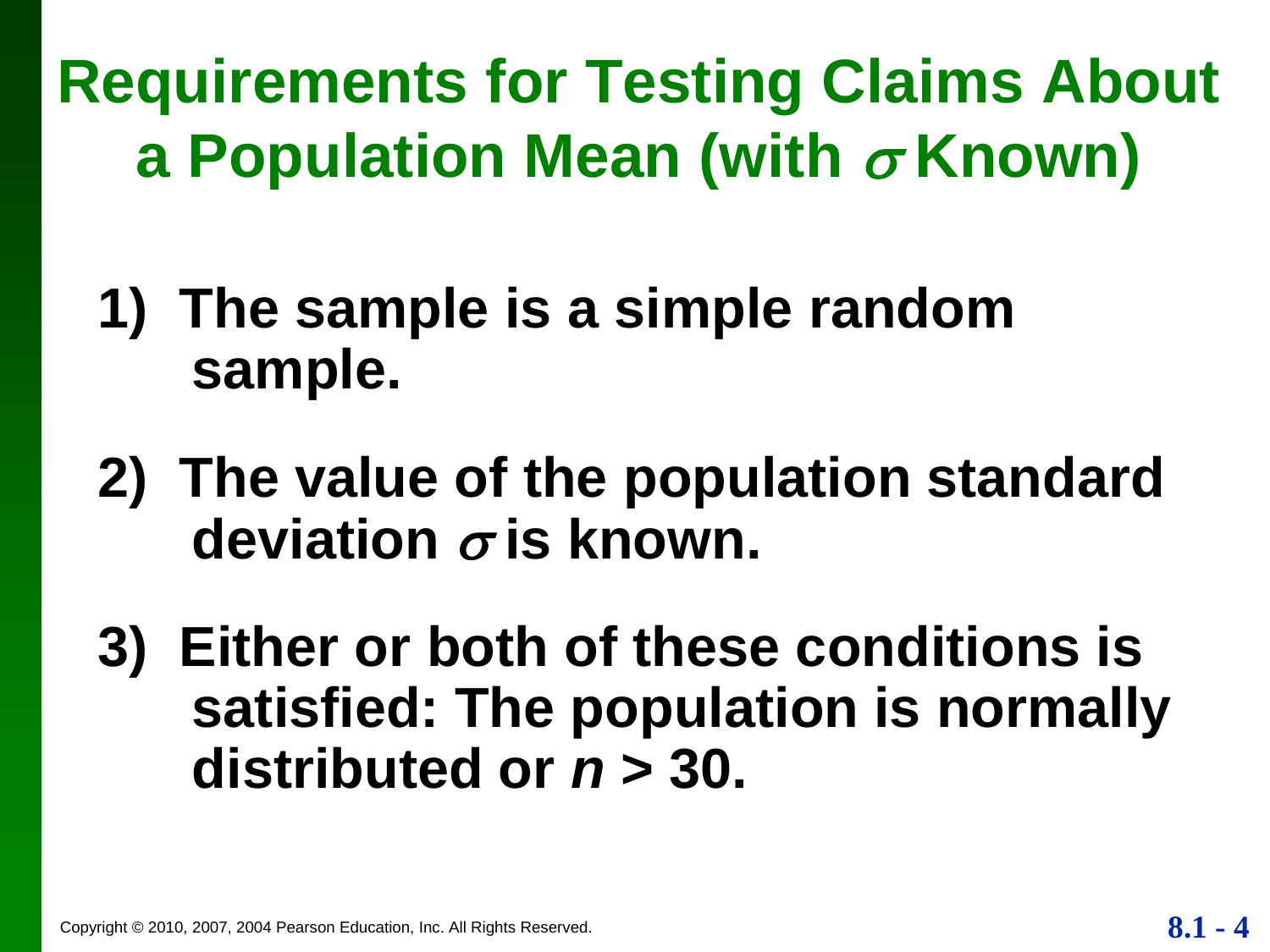# Requirements for Testing Claims About a Population Mean (with $\sigma$ Known)

1) The sample is a simple random sample.

2) The value of the population standard deviation $\sigma$ is known.

3) Either or both of these conditions is satisfied: The population is normally distributed or $n > 30$.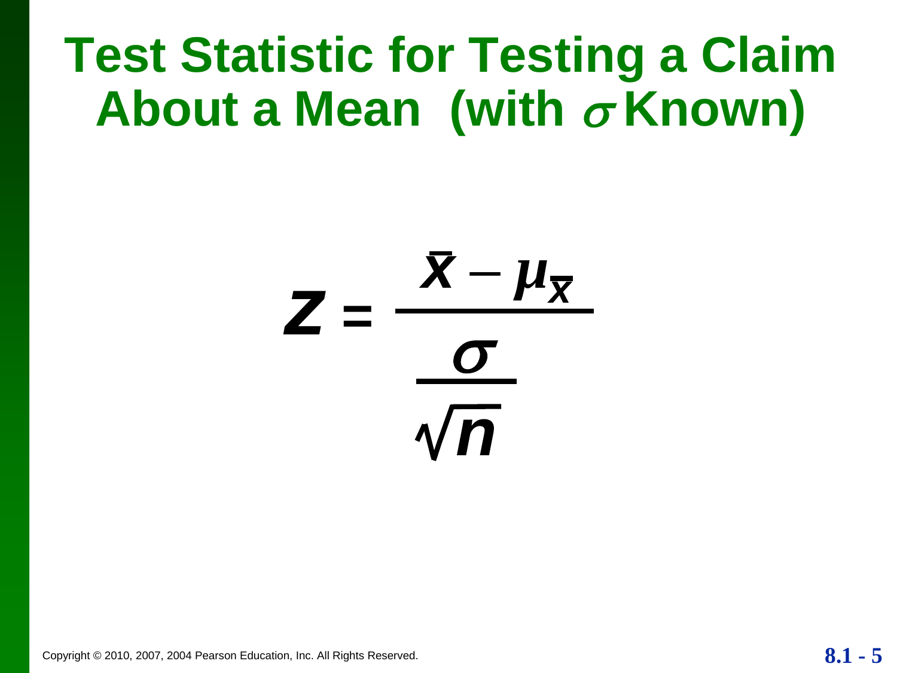# Test Statistic for Testing a Claim About a Mean (with $\sigma$ Known)

$$z = \frac{\bar{x} - \mu_{\bar{x}}}{\frac{\sigma}{\sqrt{n}}}$$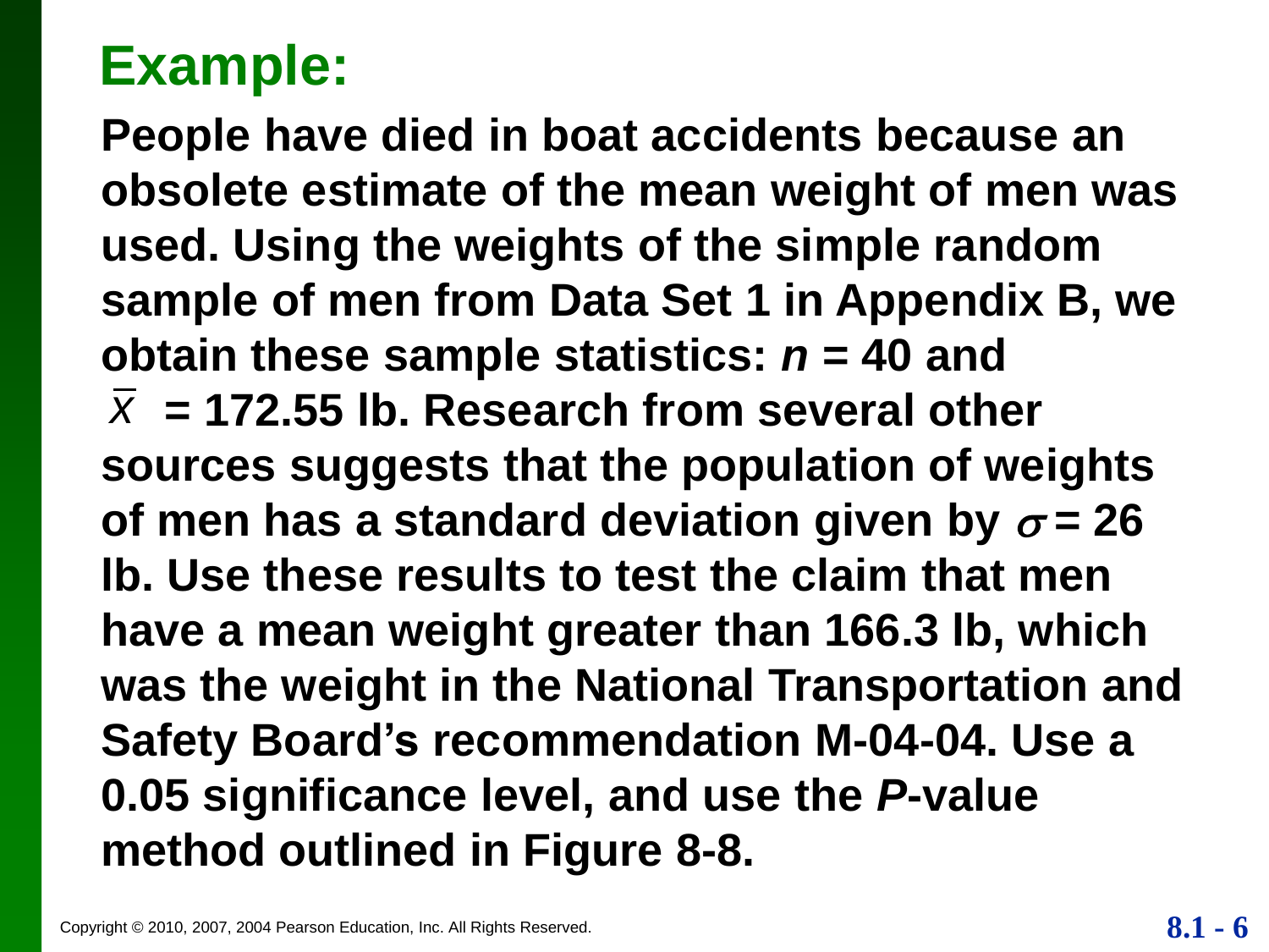## Example:

**People have died in boat accidents because an obsolete estimate of the mean weight of men was used. Using the weights of the simple random sample of men from Data Set 1 in Appendix B, we obtain these sample statistics: $n = 40$ and $\bar{x} = 172.55$ lb. Research from several other sources suggests that the population of weights of men has a standard deviation given by $\sigma = 26$ lb. Use these results to test the claim that men have a mean weight greater than 166.3 lb, which was the weight in the National Transportation and Safety Board's recommendation M-04-04. Use a 0.05 significance level, and use the *P*-value method outlined in Figure 8-8.**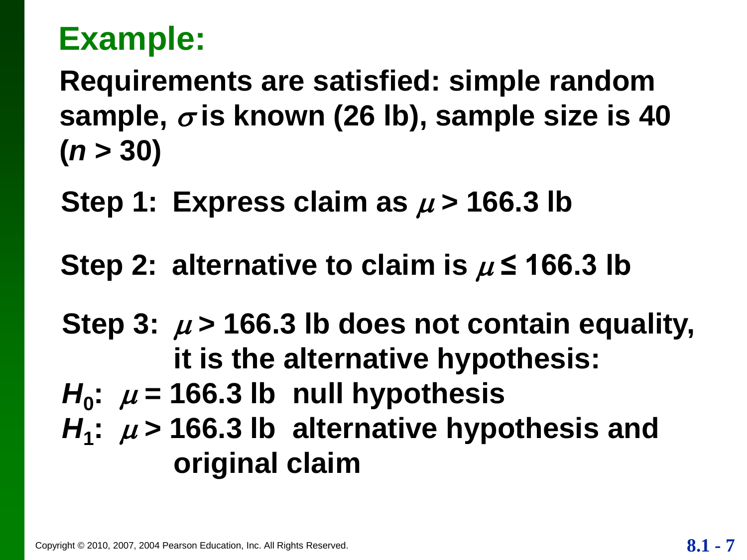## Example:

**Requirements are satisfied: simple random sample, $\sigma$ is known (26 lb), sample size is 40 ($n$ > 30)**

**Step 1: Express claim as $\mu$ > 166.3 lb**

**Step 2: alternative to claim is $\mu \leq$ 166.3 lb**

**Step 3: $\mu$ > 166.3 lb does not contain equality, it is the alternative hypothesis:**

**$H_0$: $\mu$ = 166.3 lb null hypothesis**

**$H_1$: $\mu$ > 166.3 lb alternative hypothesis and original claim**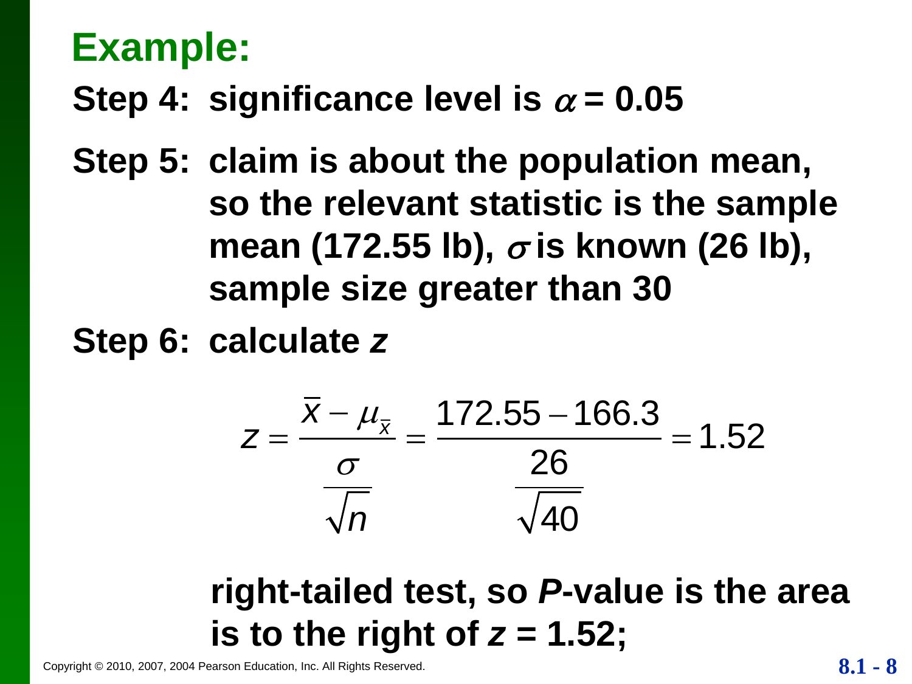## Example:

**Step 4:** **significance level is $\alpha = 0.05$**

**Step 5:** **claim is about the population mean, so the relevant statistic is the sample mean (172.55 lb), $\sigma$ is known (26 lb), sample size greater than 30**

**Step 6:** **calculate $z$**

$$z = \frac{\bar{x} - \mu_{\bar{x}}}{\frac{\sigma}{\sqrt{n}}} = \frac{172.55 - 166.3}{\frac{26}{\sqrt{40}}} = 1.52$$

**right-tailed test, so *P*-value is the area is to the right of $z = 1.52$;**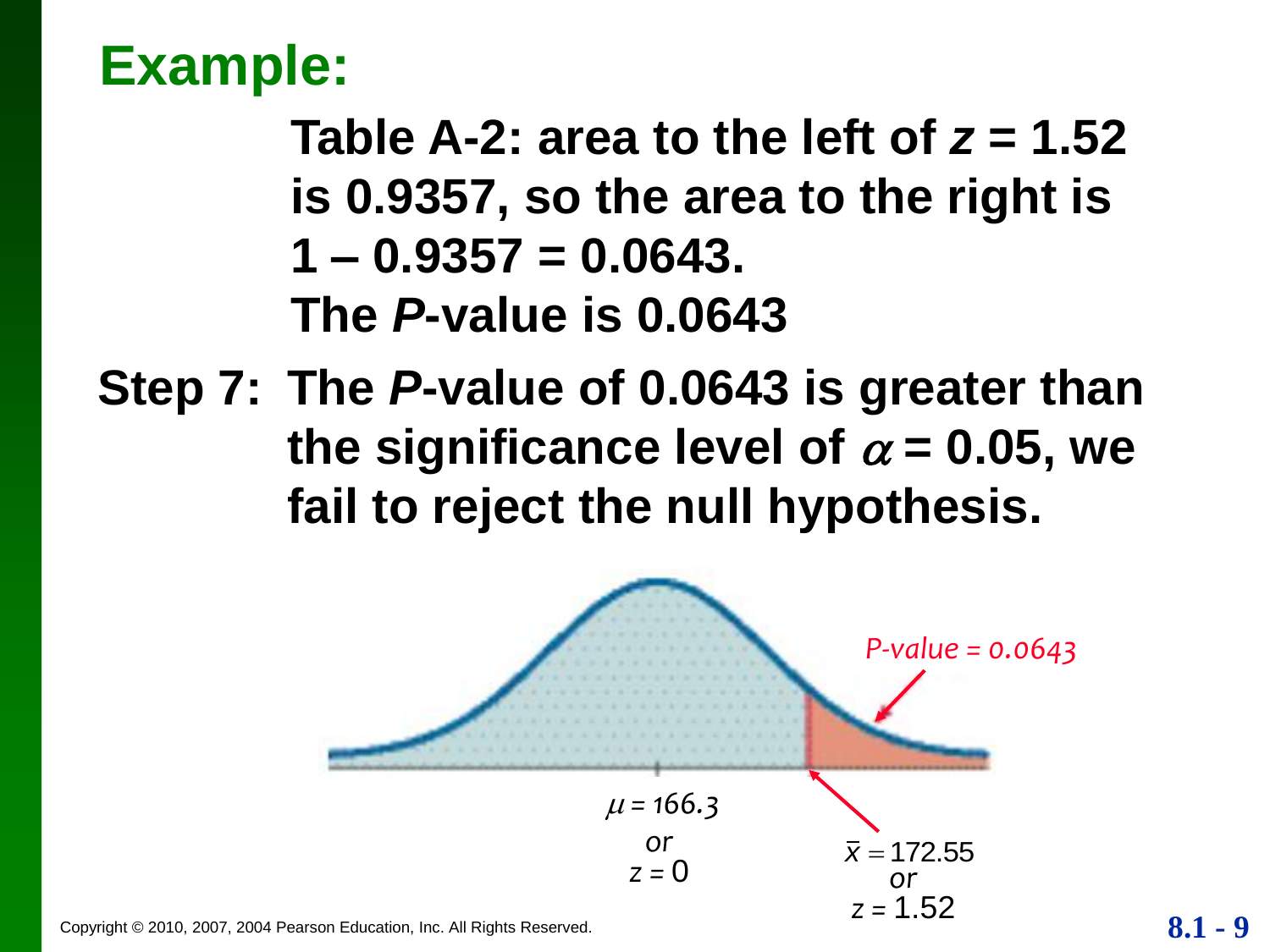## Example:

Table A-2: area to the left of $z = 1.52$ is 0.9357, so the area to the right is $1 – 0.9357 = 0.0643$.

The *P*-value is 0.0643

**Step 7:** The *P*-value of 0.0643 is greater than the significance level of $\alpha = 0.05$, we fail to reject the null hypothesis.

*P-value = 0.0643*

$\mu = 166.3$ or $z = 0$

$\bar{x} = 172.55$ or $z = 1.52$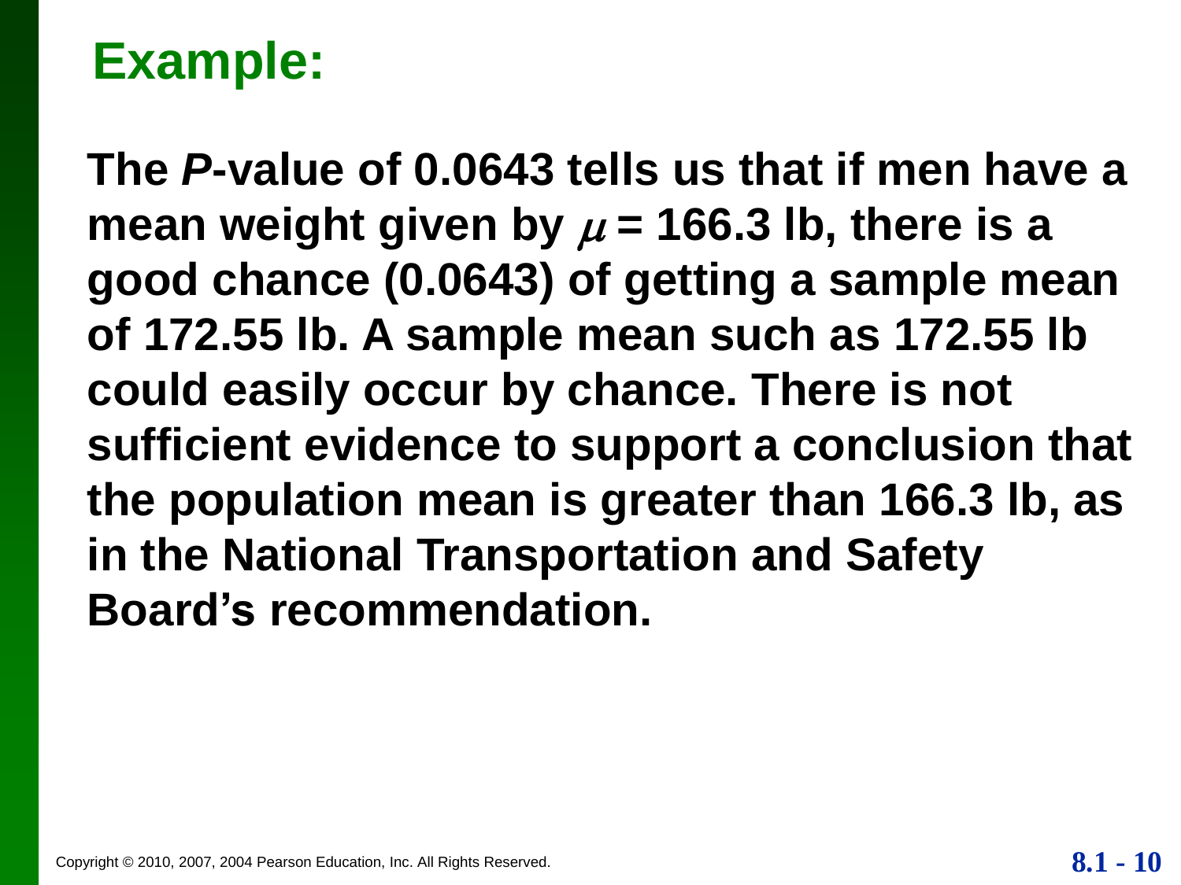## Example:

**The *P*-value of 0.0643 tells us that if men have a mean weight given by $\mu$ = 166.3 lb, there is a good chance (0.0643) of getting a sample mean of 172.55 lb. A sample mean such as 172.55 lb could easily occur by chance. There is not sufficient evidence to support a conclusion that the population mean is greater than 166.3 lb, as in the National Transportation and Safety Board's recommendation.**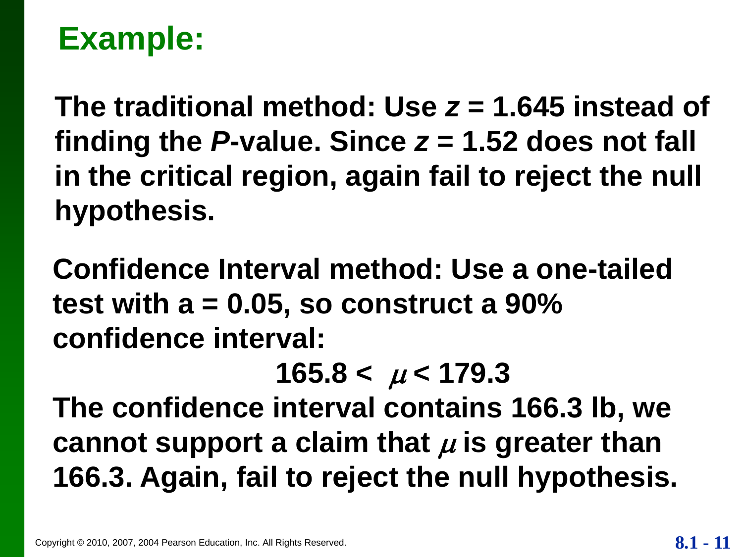# Example:

The traditional method: Use $z = 1.645$ instead of finding the *P*-value. Since $z = 1.52$ does not fall in the critical region, again fail to reject the null hypothesis.

Confidence Interval method: Use a one-tailed test with a = 0.05, so construct a 90% confidence interval:

$$165.8 < \mu < 179.3$$

The confidence interval contains 166.3 lb, we cannot support a claim that $\mu$ is greater than 166.3. Again, fail to reject the null hypothesis.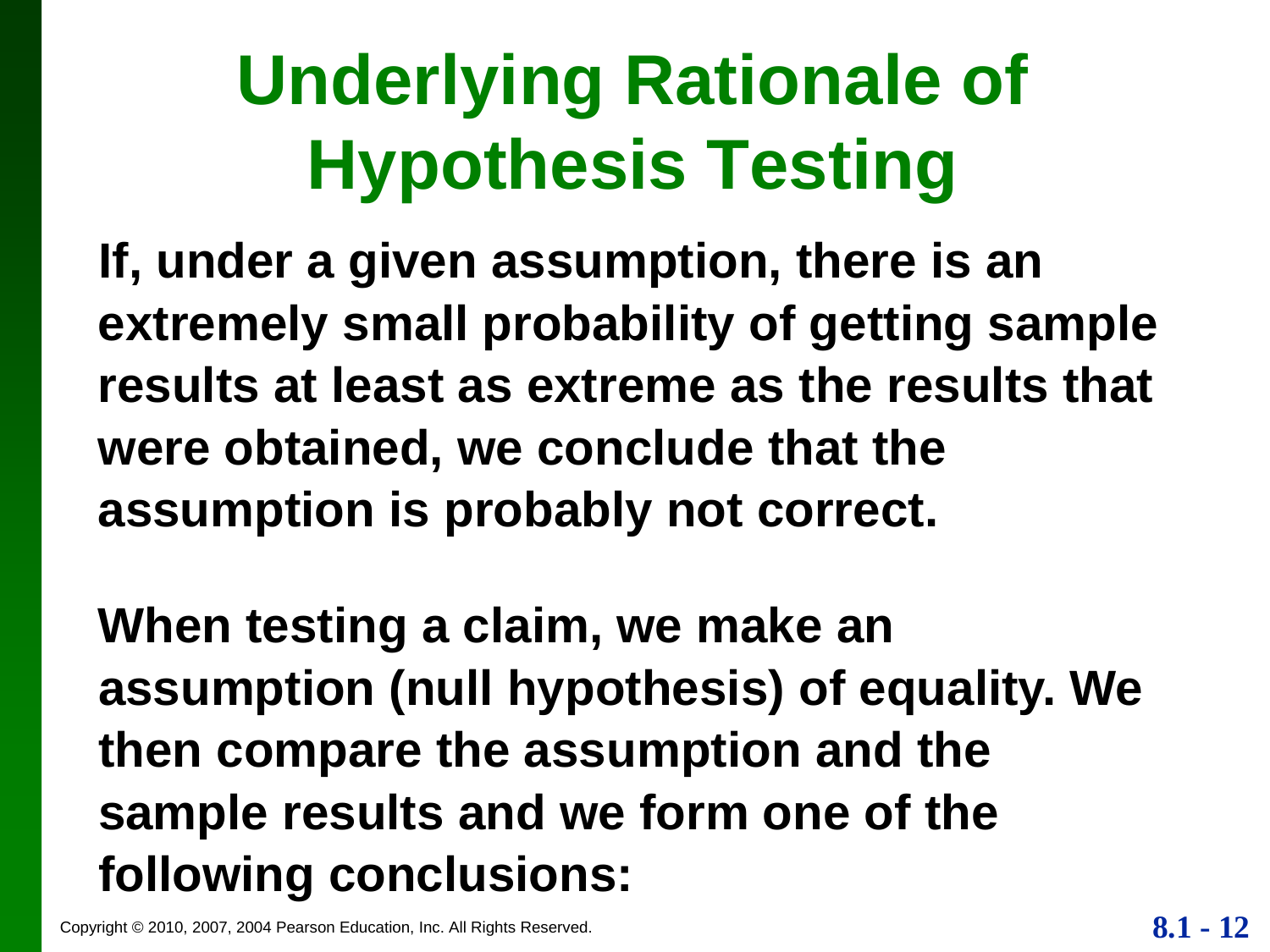# Underlying Rationale of Hypothesis Testing

**If, under a given assumption, there is an extremely small probability of getting sample results at least as extreme as the results that were obtained, we conclude that the assumption is probably not correct.**

**When testing a claim, we make an assumption (null hypothesis) of equality. We then compare the assumption and the sample results and we form one of the following conclusions:**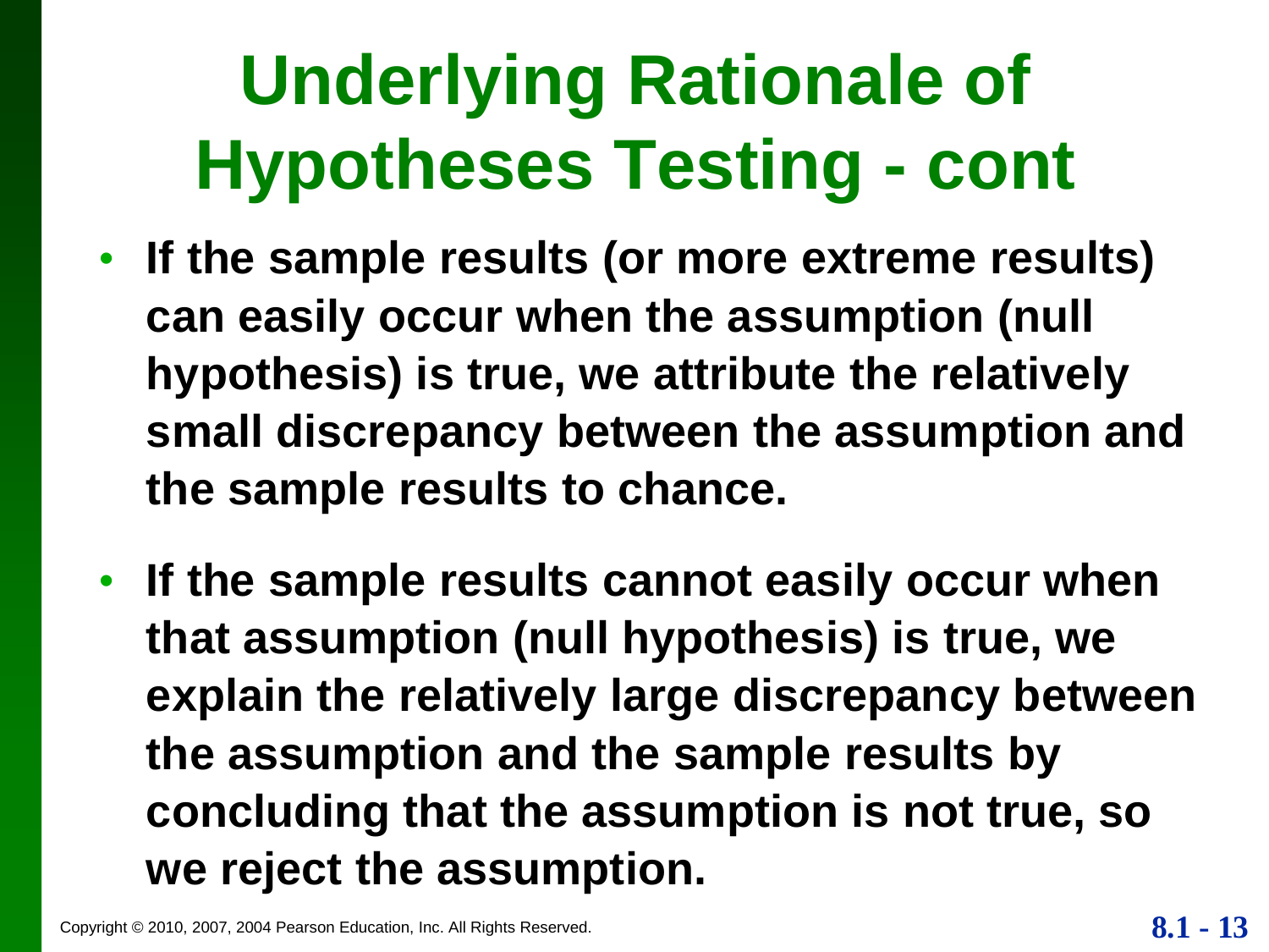# Underlying Rationale of Hypotheses Testing - cont

- **If the sample results (or more extreme results) can easily occur when the assumption (null hypothesis) is true, we attribute the relatively small discrepancy between the assumption and the sample results to chance.**
- **If the sample results cannot easily occur when that assumption (null hypothesis) is true, we explain the relatively large discrepancy between the assumption and the sample results by concluding that the assumption is not true, so we reject the assumption.**

Copyright © 2010, 2007, 2004 Pearson Education, Inc. All Rights Reserved.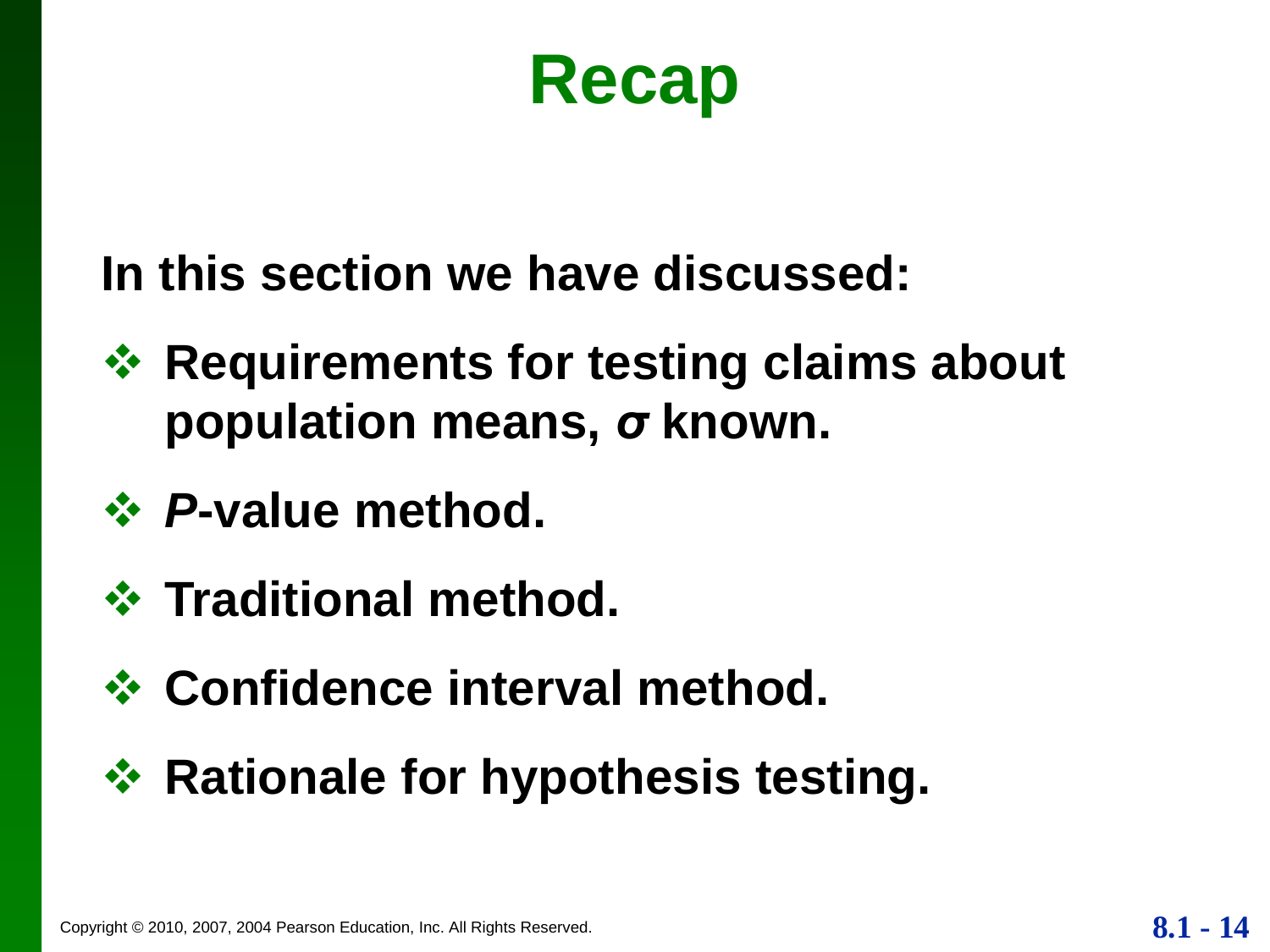# Recap

**In this section we have discussed:**

- **Requirements for testing claims about population means, $\sigma$ known.**
- ***P*-value method.**
- **Traditional method.**
- **Confidence interval method.**
- **Rationale for hypothesis testing.**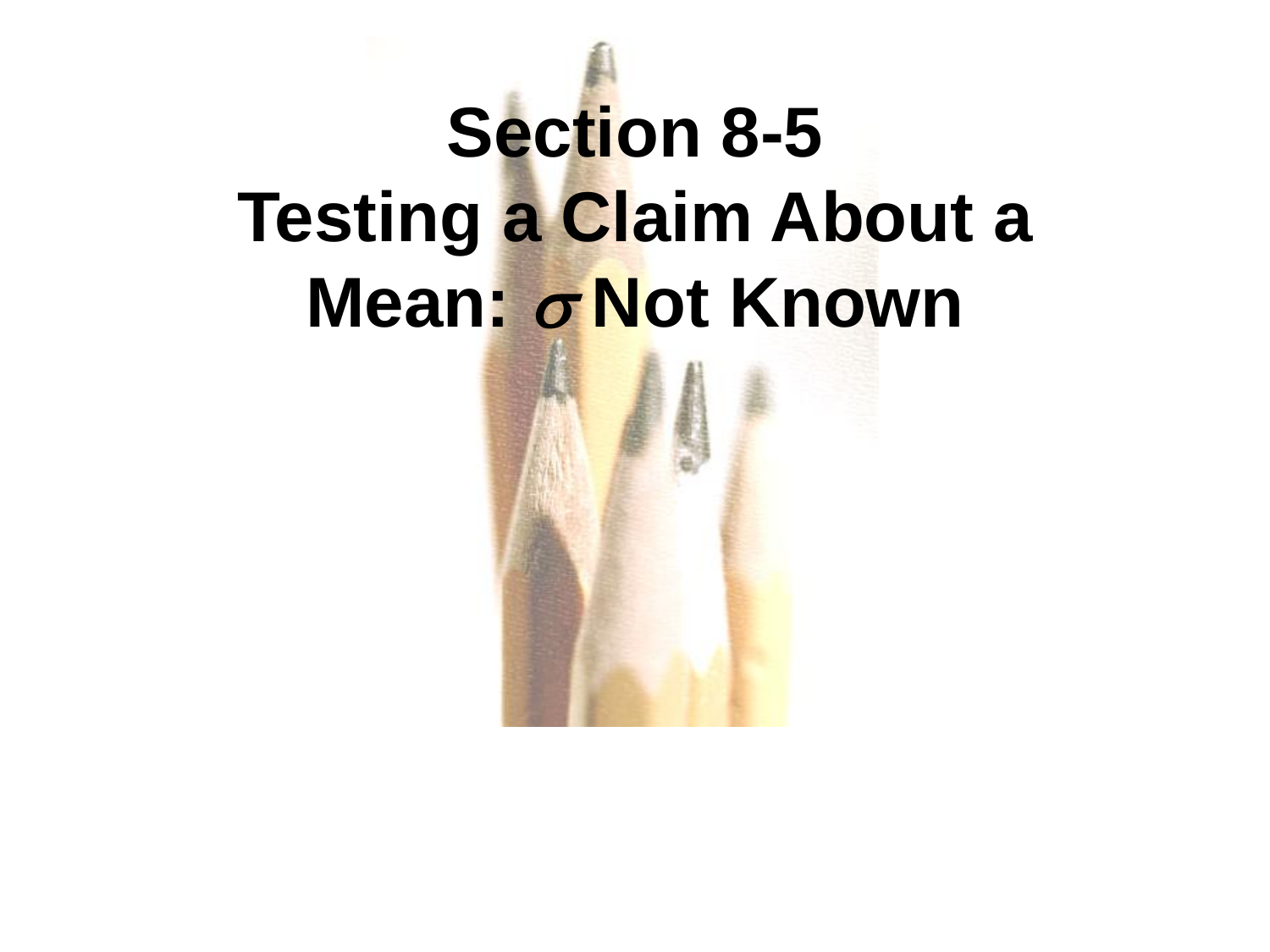# Section 8-5
# Testing a Claim About a Mean: $\sigma$ Not Known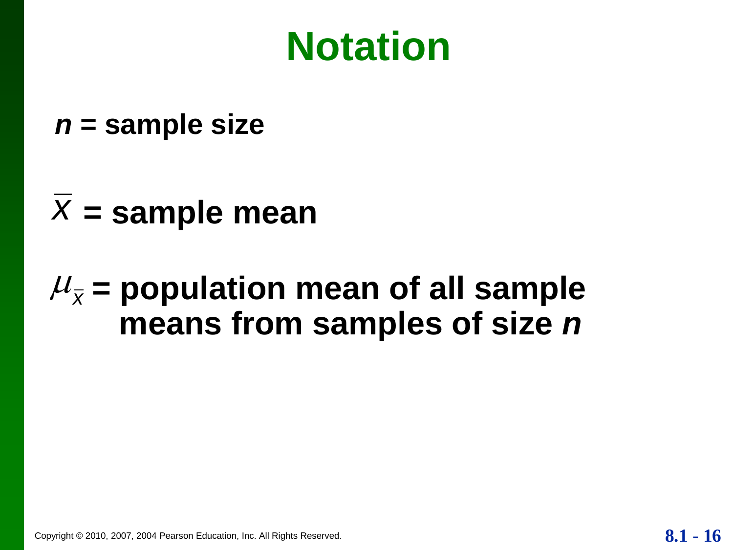# Notation

$n$ = sample size

$\overline{x}$ = sample mean

$\mu_{\overline{x}}$ = population mean of all sample means from samples of size $n$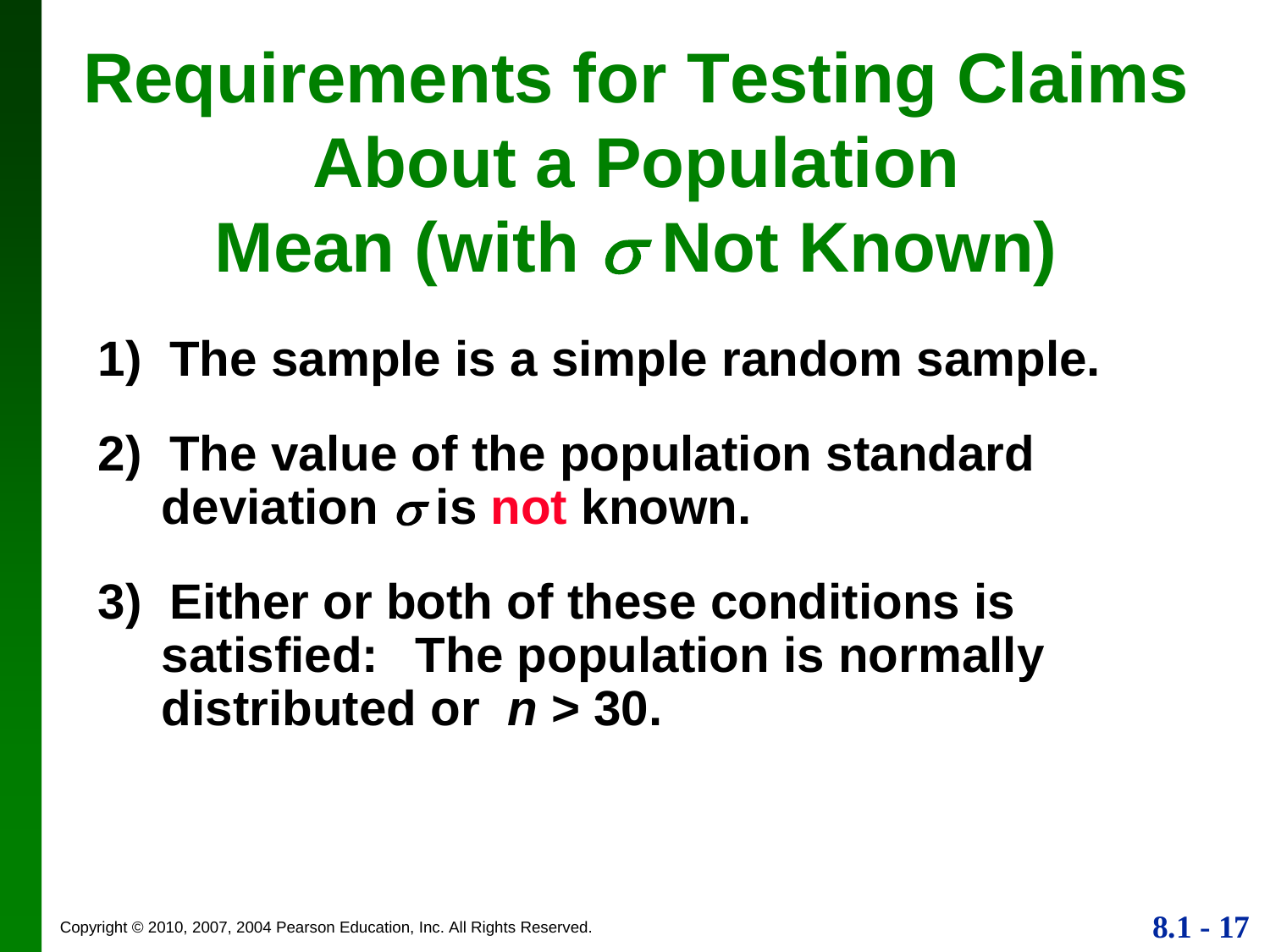# Requirements for Testing Claims About a Population Mean (with $\sigma$ Not Known)

1) The sample is a simple random sample.

2) The value of the population standard deviation $\sigma$ is not known.

3) Either or both of these conditions is satisfied: The population is normally distributed or $n > 30$.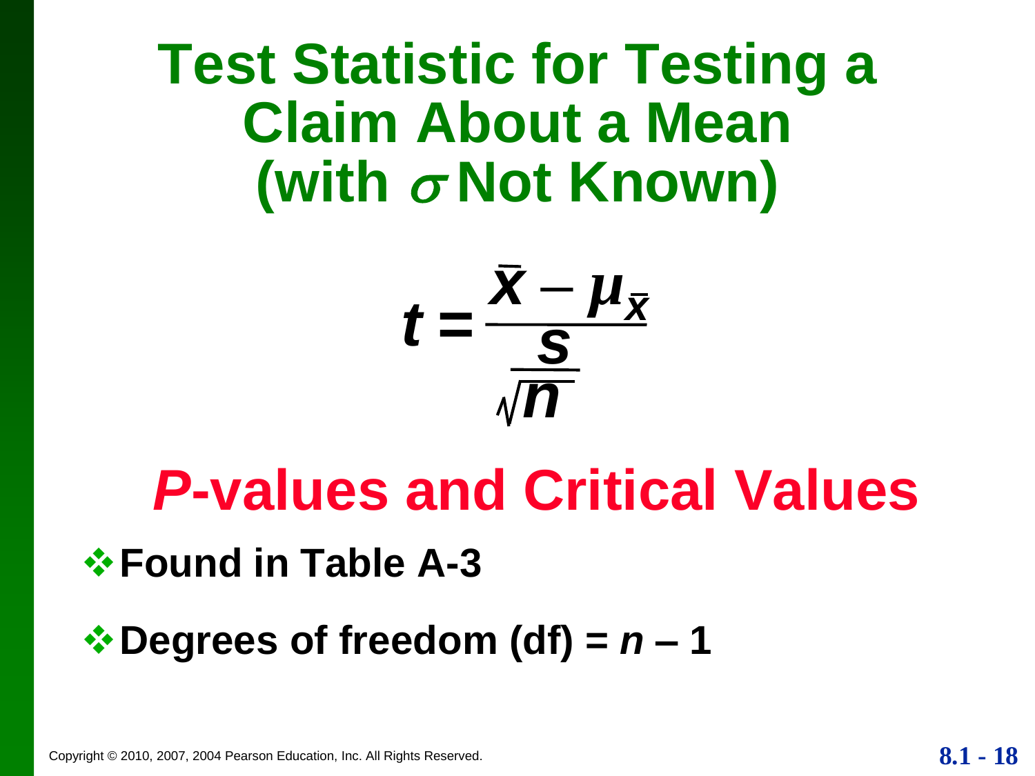# Test Statistic for Testing a Claim About a Mean (with $\sigma$ Not Known)

$$t = \frac{\bar{x} - \mu_{\bar{x}}}{\frac{s}{\sqrt{n}}}$$

## *P*-values and Critical Values

- **Found in Table A-3**
- **Degrees of freedom (df) = $n - 1$**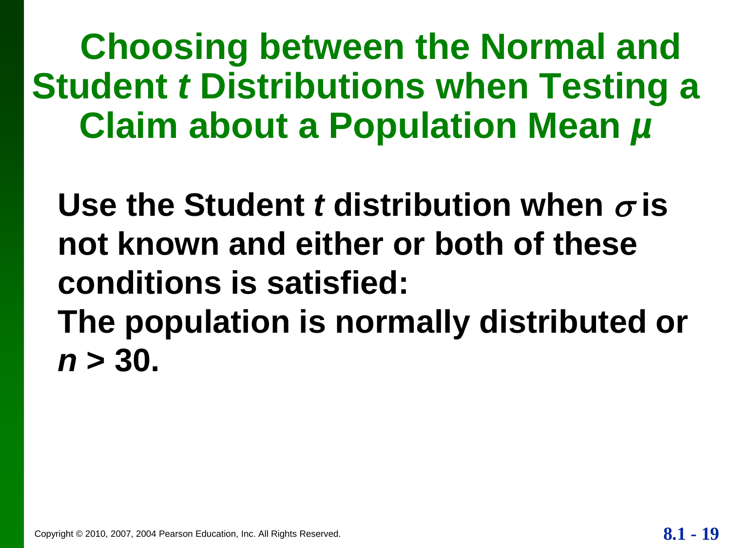# Choosing between the Normal and Student *t* Distributions when Testing a Claim about a Population Mean $\mu$

**Use the Student *t* distribution when $\sigma$ is not known and either or both of these conditions is satisfied:**

**The population is normally distributed or $n > 30$.**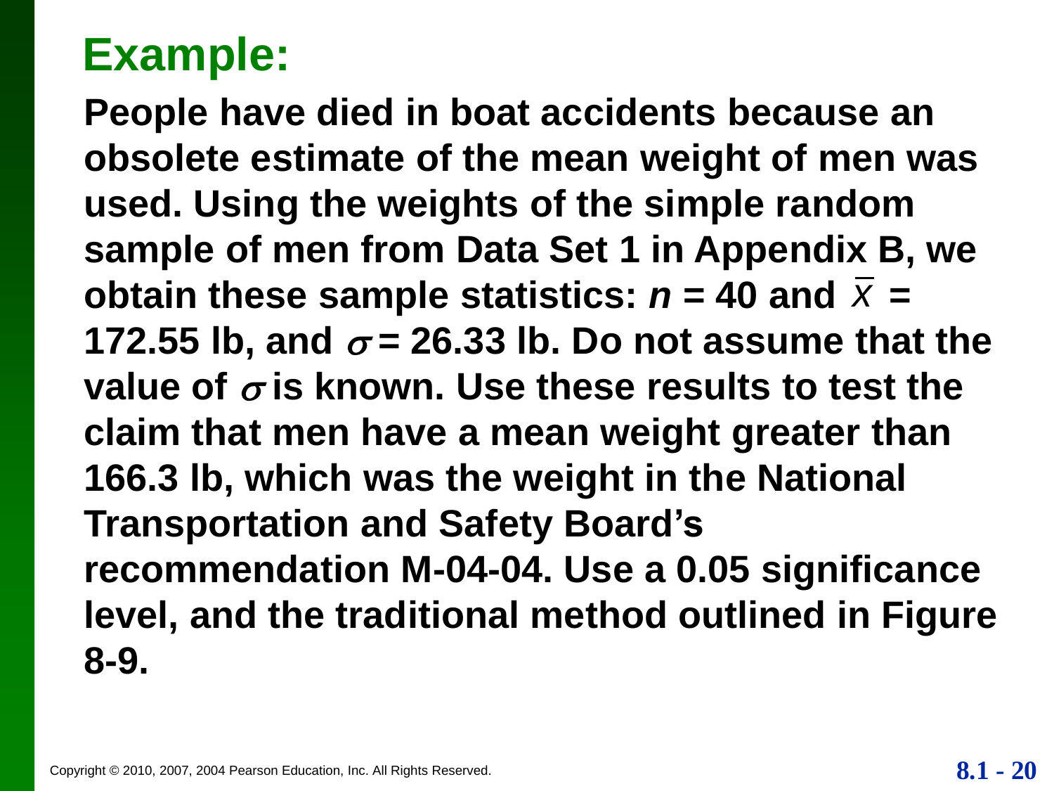## Example:

**People have died in boat accidents because an obsolete estimate of the mean weight of men was used. Using the weights of the simple random sample of men from Data Set 1 in Appendix B, we obtain these sample statistics: $n$ = 40 and $\bar{x}$ = 172.55 lb, and $\sigma$ = 26.33 lb. Do not assume that the value of $\sigma$ is known. Use these results to test the claim that men have a mean weight greater than 166.3 lb, which was the weight in the National Transportation and Safety Board's recommendation M-04-04. Use a 0.05 significance level, and the traditional method outlined in Figure 8-9.**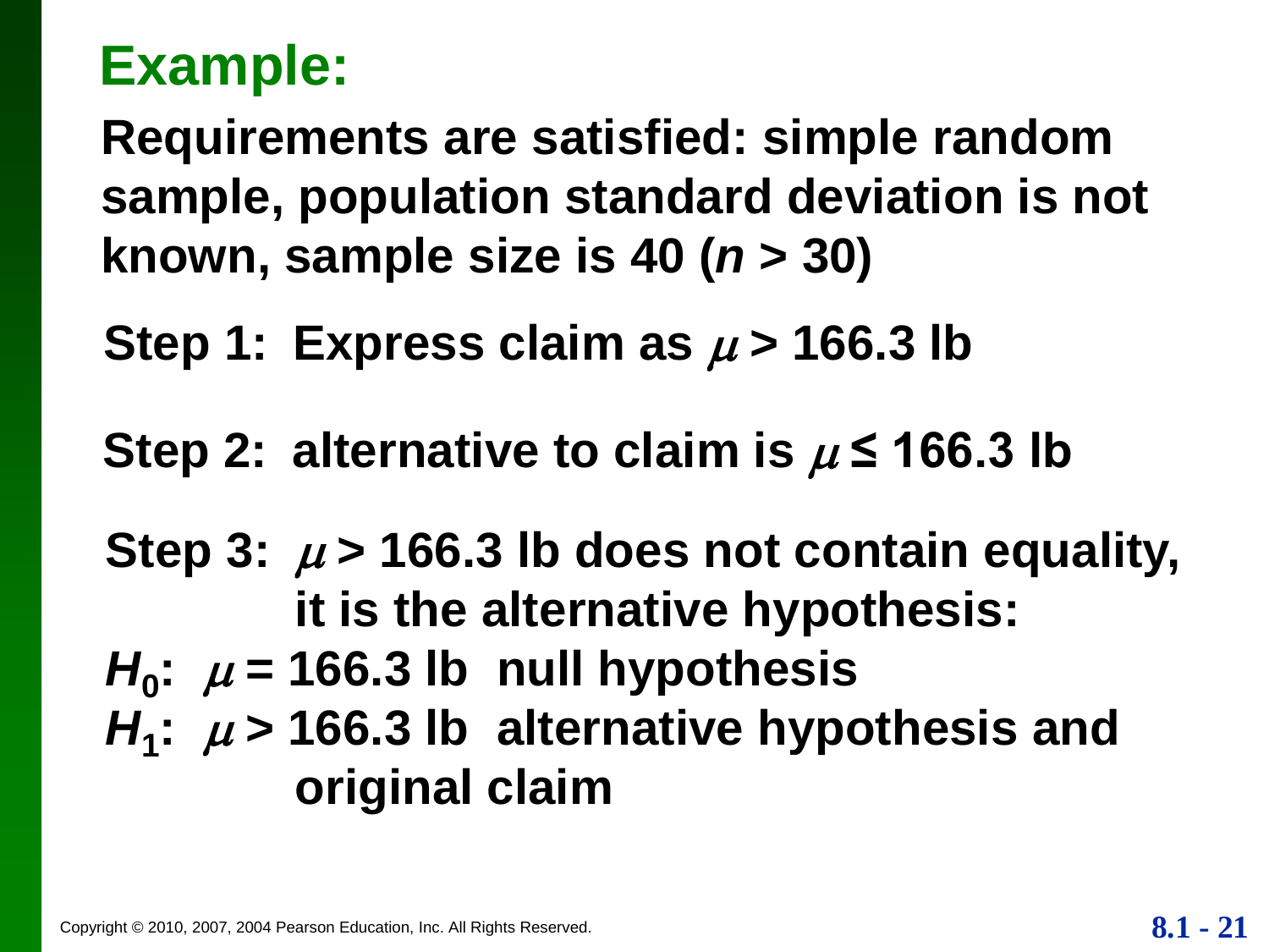## Example:

**Requirements are satisfied: simple random sample, population standard deviation is not known, sample size is 40 ($n > 30$)**

**Step 1:** Express claim as $\mu > 166.3$ lb

**Step 2:** alternative to claim is $\mu \leq 166.3$ lb

**Step 3:** $\mu > 166.3$ lb does not contain equality, it is the alternative hypothesis:

$H_0$: $\mu = 166.3$ lb null hypothesis

$H_1$: $\mu > 166.3$ lb alternative hypothesis and original claim

Copyright © 2010, 2007, 2004 Pearson Education, Inc. All Rights Reserved.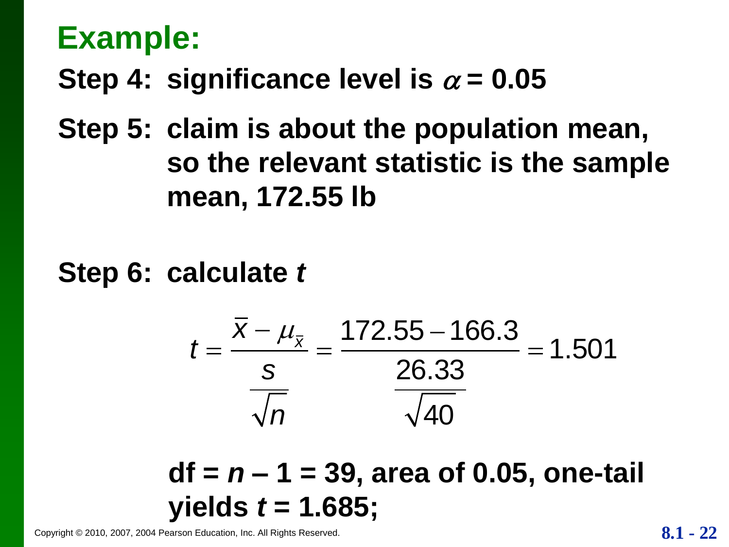## Example:

**Step 4: significance level is $\alpha = 0.05$**

**Step 5: claim is about the population mean, so the relevant statistic is the sample mean, 172.55 lb**

**Step 6: calculate *t***

$$t = \frac{\bar{x} - \mu_{\bar{x}}}{\frac{s}{\sqrt{n}}} = \frac{172.55 - 166.3}{\frac{26.33}{\sqrt{40}}} = 1.501$$

**df = $n$ – 1 = 39, area of 0.05, one-tail yields $t$ = 1.685;**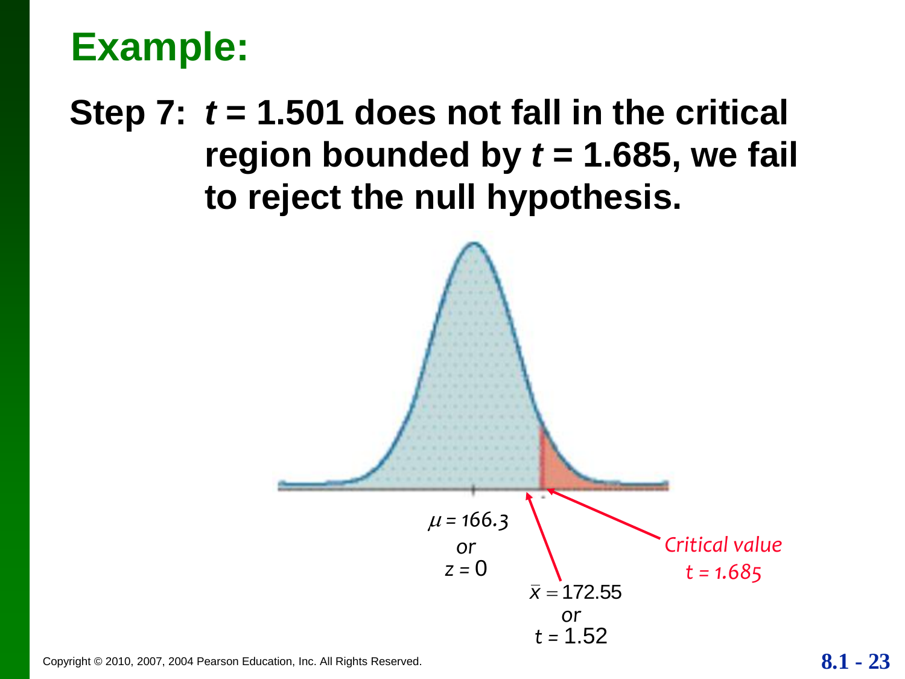# Example:

**Step 7:** ***t*** **= 1.501 does not fall in the critical region bounded by** ***t*** **= 1.685, we fail to reject the null hypothesis.**

$\mu = 166.3$
or
$z = 0$

$\bar{x} = 172.55$
or
$t = 1.52$

*Critical value*
*$t = 1.685$*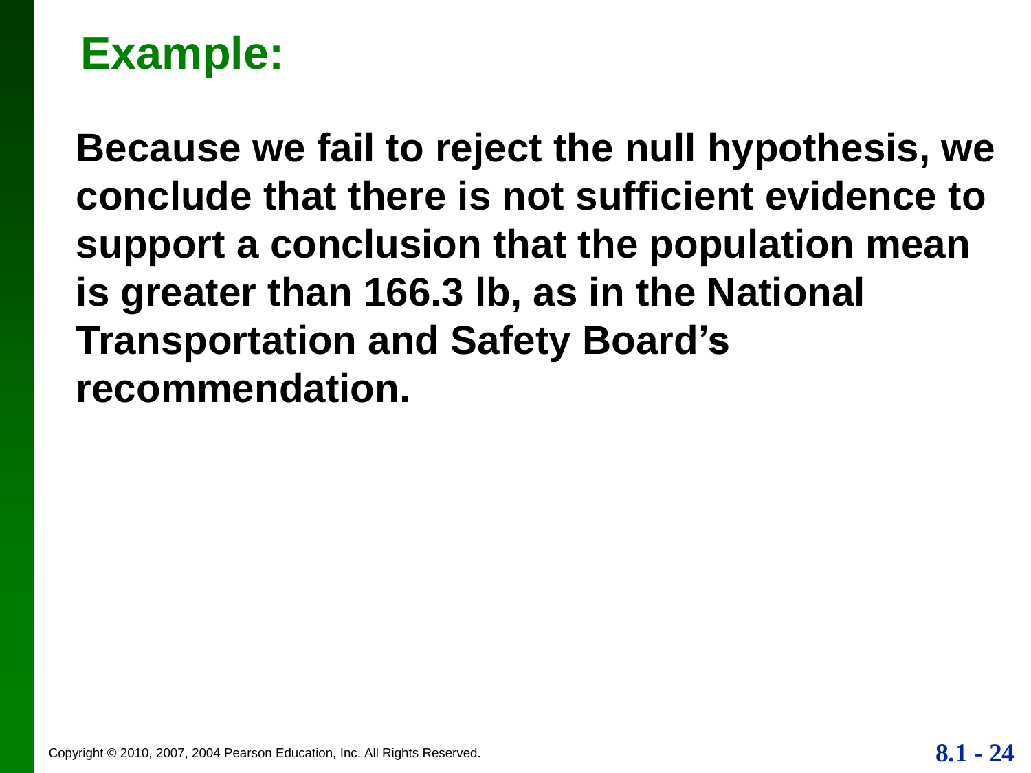# Example:

**Because we fail to reject the null hypothesis, we conclude that there is not sufficient evidence to support a conclusion that the population mean is greater than 166.3 lb, as in the National Transportation and Safety Board's recommendation.**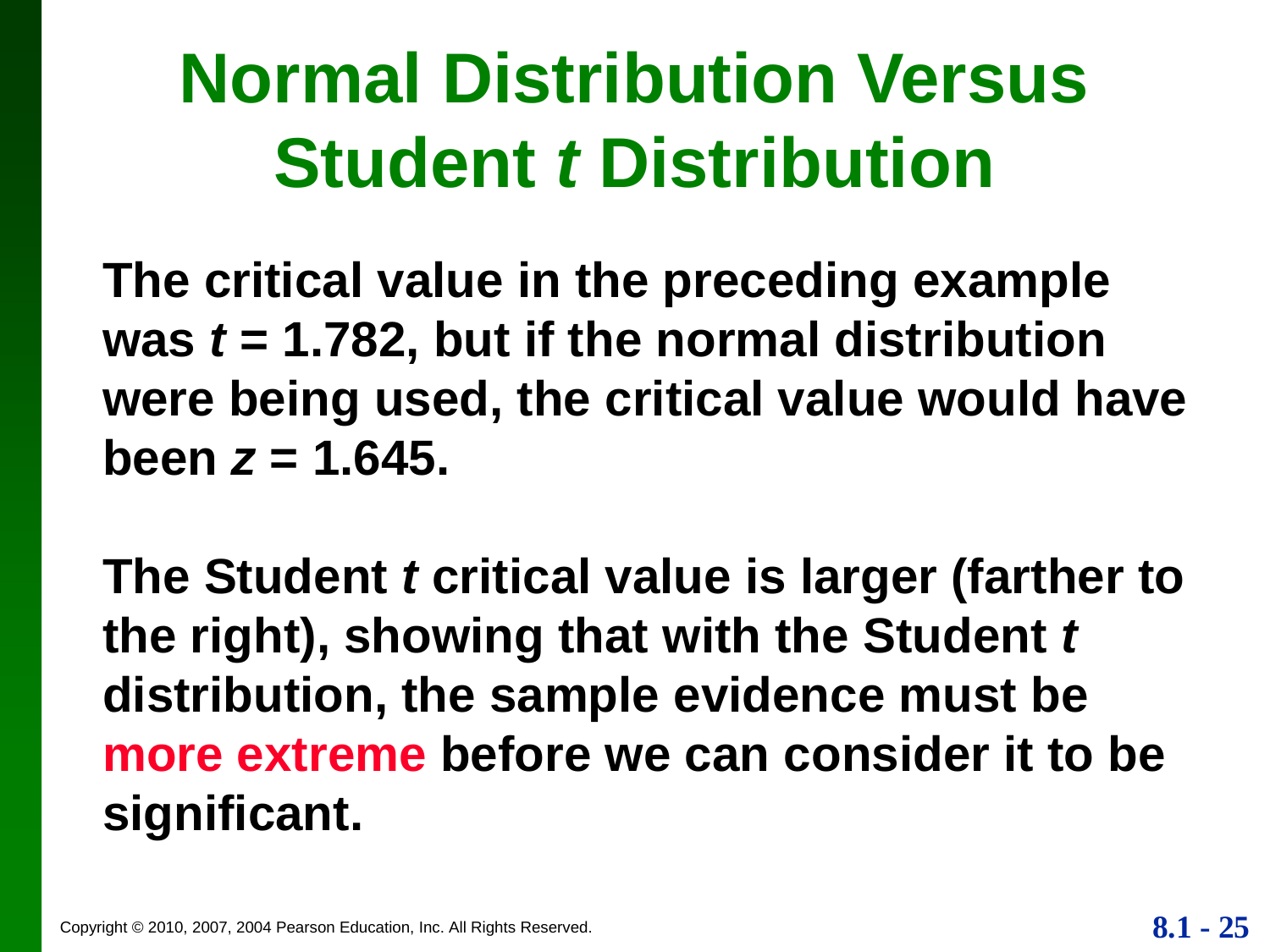# Normal Distribution Versus Student *t* Distribution

**The critical value in the preceding example was $t = 1.782$, but if the normal distribution were being used, the critical value would have been $z = 1.645$.**

**The Student *t* critical value is larger (farther to the right), showing that with the Student *t* distribution, the sample evidence must be more extreme before we can consider it to be significant.**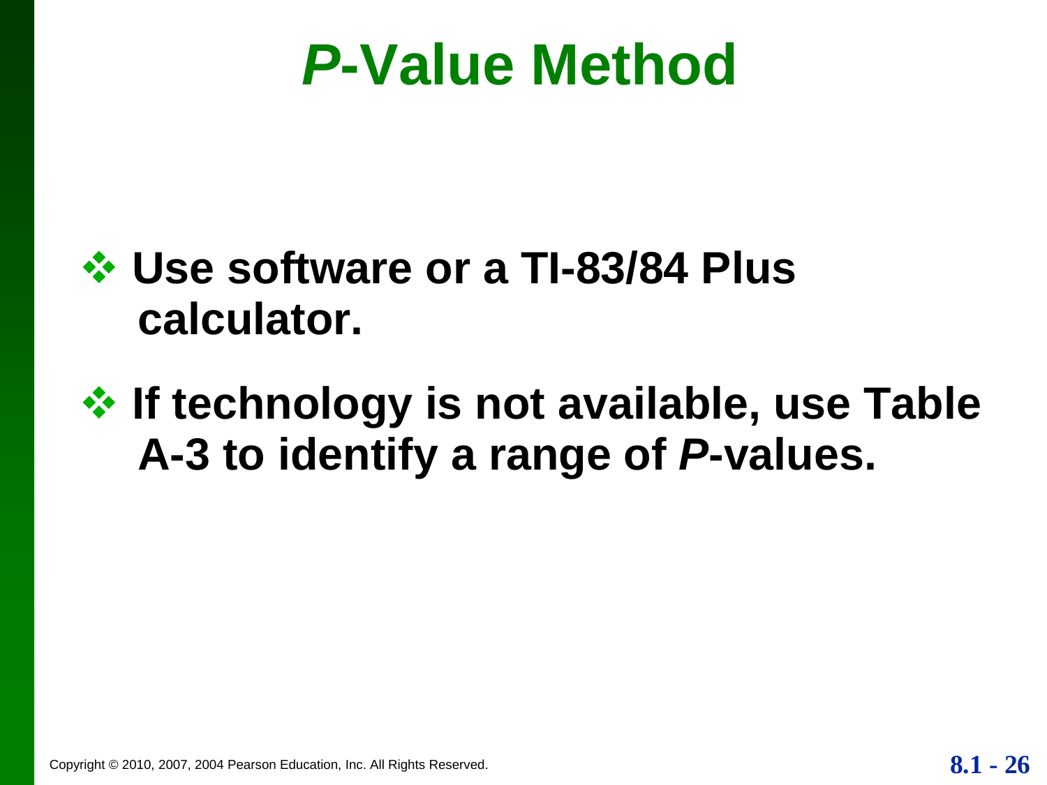# *P*-Value Method

- Use software or a TI-83/84 Plus calculator.
- If technology is not available, use Table A-3 to identify a range of *P*-values.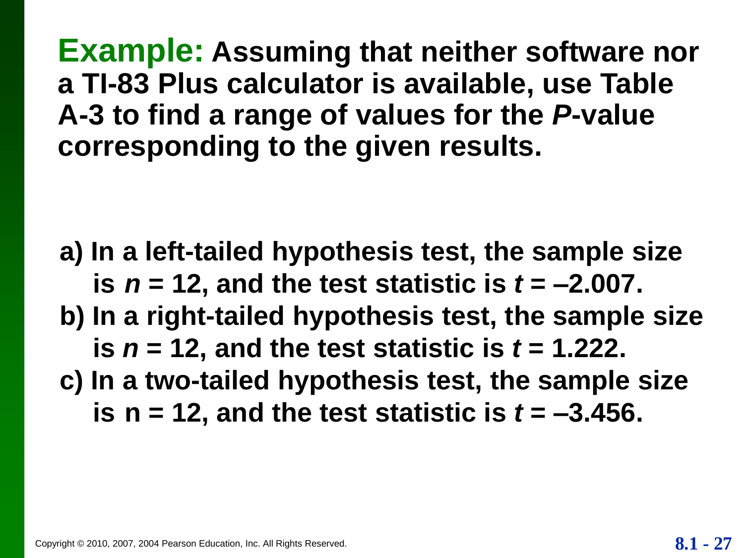**Example:** **Assuming that neither software nor a TI-83 Plus calculator is available, use Table A-3 to find a range of values for the *P*-value corresponding to the given results.**

**a) In a left-tailed hypothesis test, the sample size is $n = 12$, and the test statistic is $t = –2.007$.**

**b) In a right-tailed hypothesis test, the sample size is $n = 12$, and the test statistic is $t = 1.222$.**

**c) In a two-tailed hypothesis test, the sample size is n = 12, and the test statistic is $t = –3.456$.**

Copyright © 2010, 2007, 2004 Pearson Education, Inc. All Rights Reserved.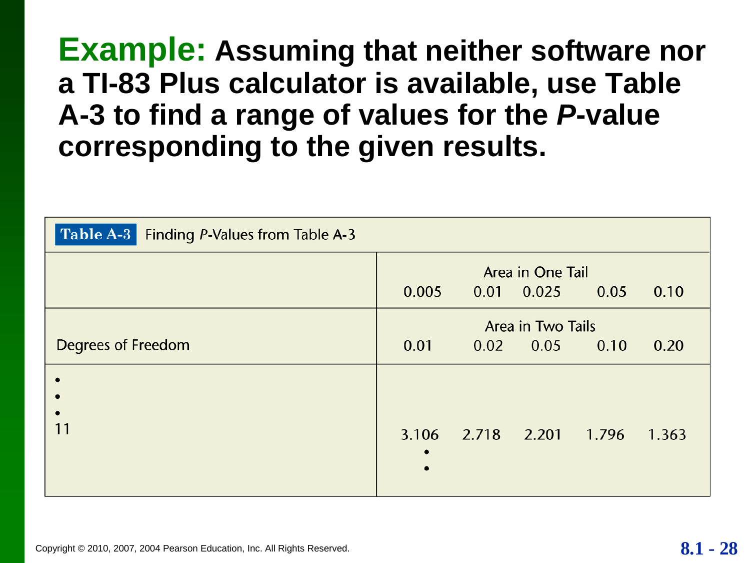**Example:** **Assuming that neither software nor a TI-83 Plus calculator is available, use Table A-3 to find a range of values for the *P*-value corresponding to the given results.**

**Table A-3** Finding *P*-Values from Table A-3

| | Area in One Tail | | | | |
|---|---|---|---|---|---|
| | 0.005 | 0.01 | 0.025 | 0.05 | 0.10 |
| | **Area in Two Tails** | | | | |
| Degrees of Freedom | 0.01 | 0.02 | 0.05 | 0.10 | 0.20 |
| • | | | | | |
| • | | | | | |
| • | | | | | |
| 11 | 3.106 | 2.718 | 2.201 | 1.796 | 1.363 |
| | • | | | | |
| | • | | | | |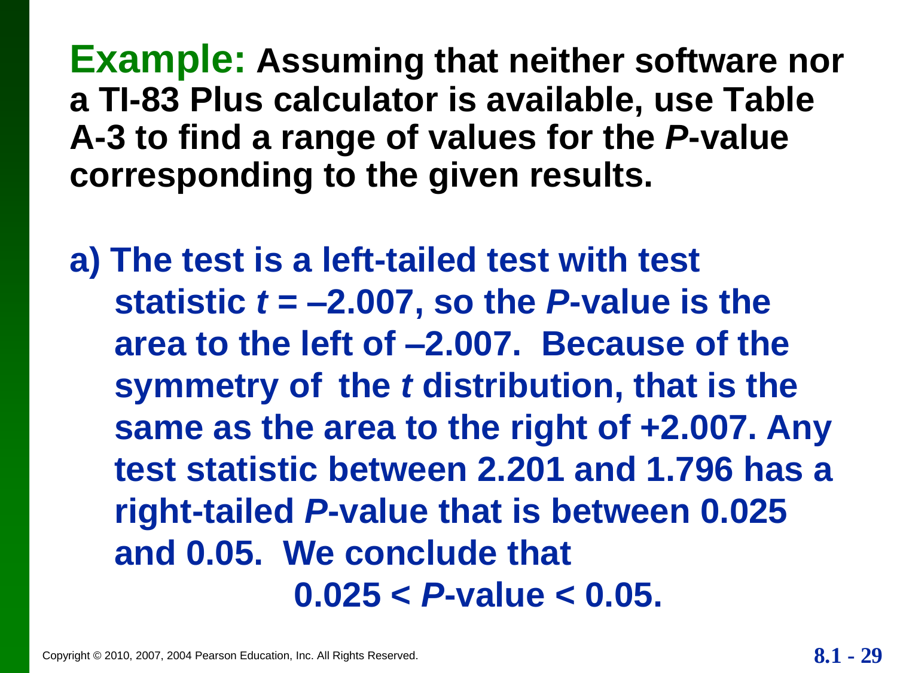**Example:** **Assuming that neither software nor a TI-83 Plus calculator is available, use Table A-3 to find a range of values for the *P*-value corresponding to the given results.**

**a) The test is a left-tailed test with test statistic $t = -2.007$, so the *P*-value is the area to the left of –2.007. Because of the symmetry of the *t* distribution, that is the same as the area to the right of +2.007. Any test statistic between 2.201 and 1.796 has a right-tailed *P*-value that is between 0.025 and 0.05. We conclude that**

$$0.025 < P\text{-value} < 0.05.$$

Copyright © 2010, 2007, 2004 Pearson Education, Inc. All Rights Reserved.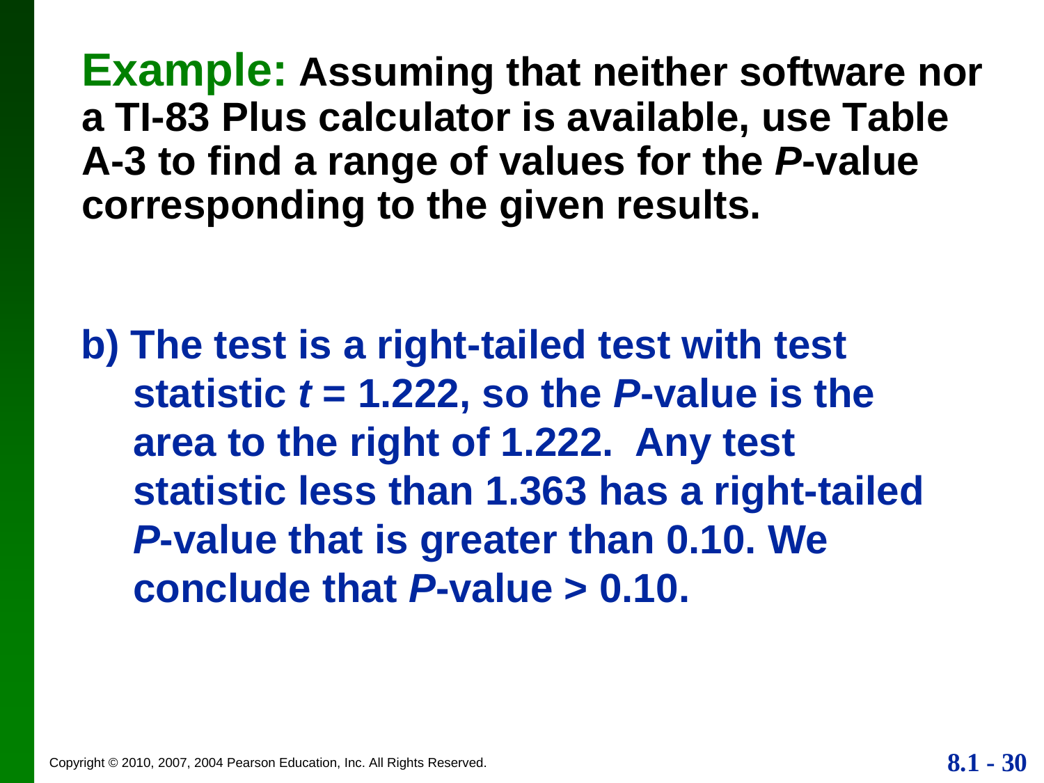**Example:** **Assuming that neither software nor a TI-83 Plus calculator is available, use Table A-3 to find a range of values for the *P*-value corresponding to the given results.**

**b) The test is a right-tailed test with test statistic $t = 1.222$, so the *P*-value is the area to the right of 1.222. Any test statistic less than 1.363 has a right-tailed *P*-value that is greater than 0.10. We conclude that *P*-value > 0.10.**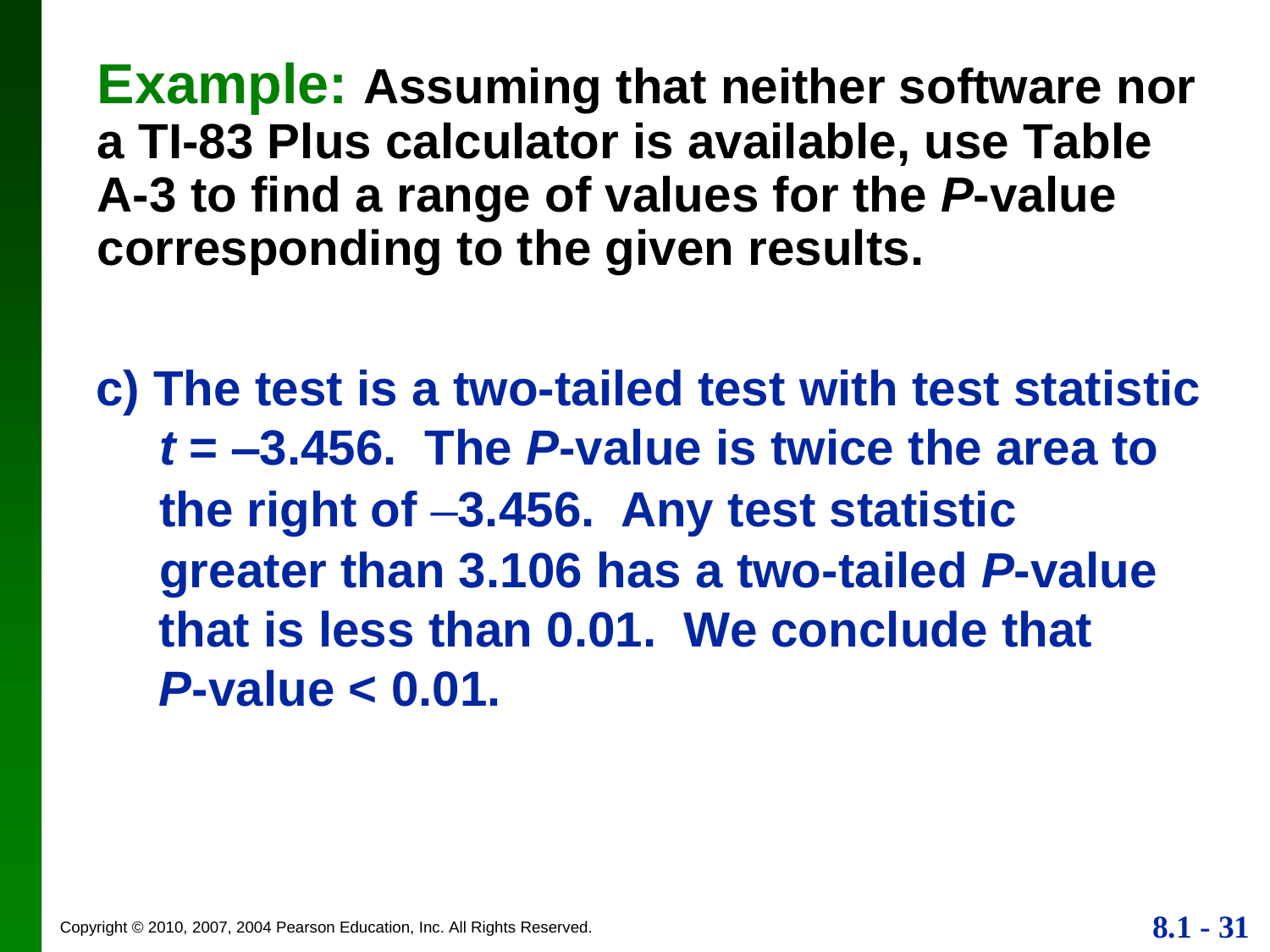**Example:** **Assuming that neither software nor a TI-83 Plus calculator is available, use Table A-3 to find a range of values for the *P*-value corresponding to the given results.**

**c) The test is a two-tailed test with test statistic $t = -3.456$. The *P*-value is twice the area to the right of $-3.456$. Any test statistic greater than 3.106 has a two-tailed *P*-value that is less than 0.01. We conclude that *P*-value < 0.01.**

Copyright © 2010, 2007, 2004 Pearson Education, Inc. All Rights Reserved.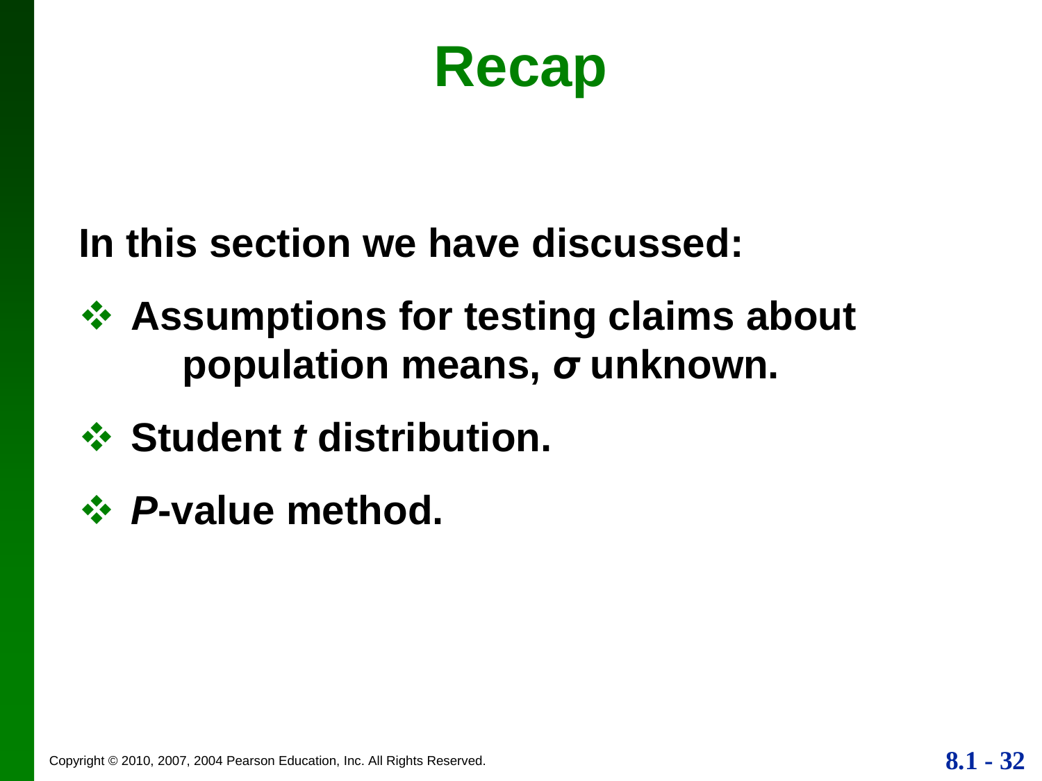# Recap

**In this section we have discussed:**

- **Assumptions for testing claims about population means, $\sigma$ unknown.**
- **Student *t* distribution.**
- ***P*-value method.**